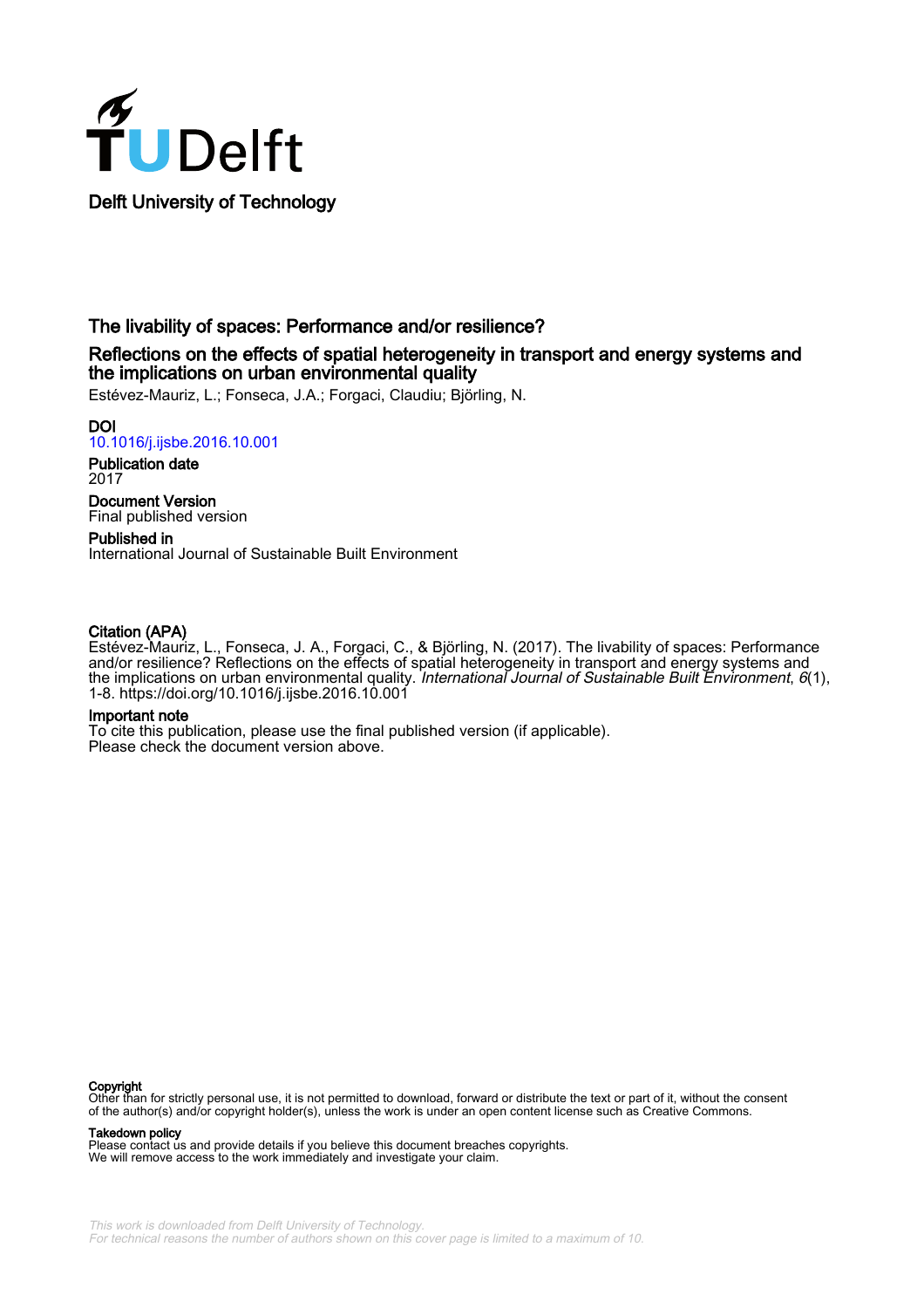Delft University of Technology

# The livability of spaces: Performance and/or resilience?

## Reflections on the effects of spatial heterogeneity in transport and energy systems and the implications on urban environmental quality

Estévez-Mauriz, L.; Fonseca, J.A.; Forgaci, Claudiu; Björling, N.

**DOI**
10.1016/j.ijsbe.2016.10.001

**Publication date**
2017

**Document Version**
Final published version

**Published in**
International Journal of Sustainable Built Environment

**Citation (APA)**
Estévez-Mauriz, L., Fonseca, J. A., Forgaci, C., & Björling, N. (2017). The livability of spaces: Performance and/or resilience? Reflections on the effects of spatial heterogeneity in transport and energy systems and the implications on urban environmental quality. *International Journal of Sustainable Built Environment*, *6*(1), 1-8. https://doi.org/10.1016/j.ijsbe.2016.10.001

**Important note**
To cite this publication, please use the final published version (if applicable).
Please check the document version above.

**Copyright**
Other than for strictly personal use, it is not permitted to download, forward or distribute the text or part of it, without the consent of the author(s) and/or copyright holder(s), unless the work is under an open content license such as Creative Commons.

**Takedown policy**
Please contact us and provide details if you believe this document breaches copyrights.
We will remove access to the work immediately and investigate your claim.

*This work is downloaded from Delft University of Technology.*
*For technical reasons the number of authors shown on this cover page is limited to a maximum of 10.*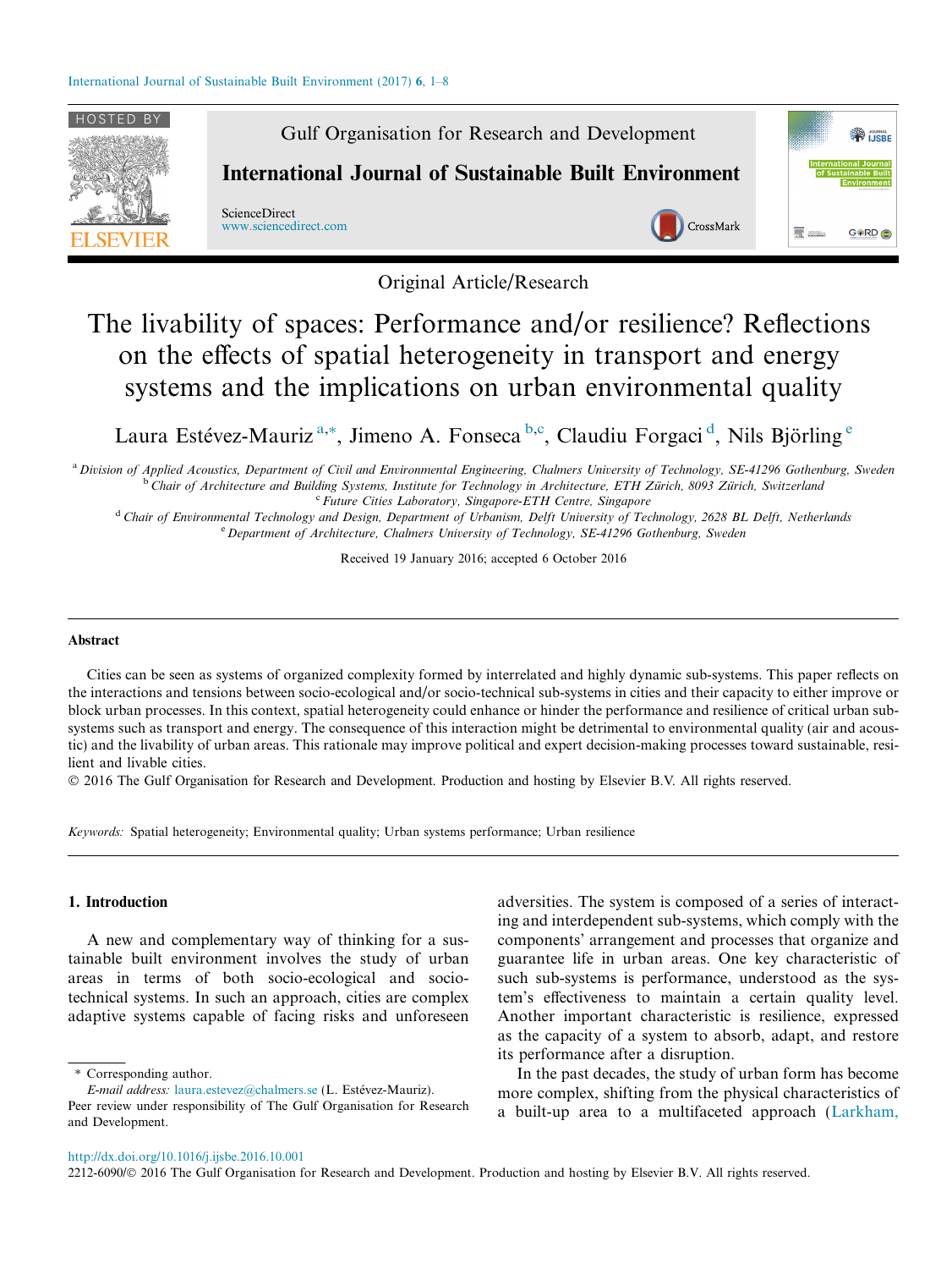Original Article/Research

# The livability of spaces: Performance and/or resilience? Reflections on the effects of spatial heterogeneity in transport and energy systems and the implications on urban environmental quality

Laura Estévez-Mauriz [a,*], Jimeno A. Fonseca [b,c], Claudiu Forgaci [d], Nils Björling [e]

[a] *Division of Applied Acoustics, Department of Civil and Environmental Engineering, Chalmers University of Technology, SE-41296 Gothenburg, Sweden*
[b] *Chair of Architecture and Building Systems, Institute for Technology in Architecture, ETH Zürich, 8093 Zürich, Switzerland*
[c] *Future Cities Laboratory, Singapore-ETH Centre, Singapore*
[d] *Chair of Environmental Technology and Design, Department of Urbanism, Delft University of Technology, 2628 BL Delft, Netherlands*
[e] *Department of Architecture, Chalmers University of Technology, SE-41296 Gothenburg, Sweden*

Received 19 January 2016; accepted 6 October 2016

## Abstract

Cities can be seen as systems of organized complexity formed by interrelated and highly dynamic sub-systems. This paper reflects on the interactions and tensions between socio-ecological and/or socio-technical sub-systems in cities and their capacity to either improve or block urban processes. In this context, spatial heterogeneity could enhance or hinder the performance and resilience of critical urban sub-systems such as transport and energy. The consequence of this interaction might be detrimental to environmental quality (air and acoustic) and the livability of urban areas. This rationale may improve political and expert decision-making processes toward sustainable, resilient and livable cities.

© 2016 The Gulf Organisation for Research and Development. Production and hosting by Elsevier B.V. All rights reserved.

*Keywords:* Spatial heterogeneity; Environmental quality; Urban systems performance; Urban resilience

## 1. Introduction

A new and complementary way of thinking for a sustainable built environment involves the study of urban areas in terms of both socio-ecological and socio-technical systems. In such an approach, cities are complex adaptive systems capable of facing risks and unforeseen adversities. The system is composed of a series of interacting and interdependent sub-systems, which comply with the components' arrangement and processes that organize and guarantee life in urban areas. One key characteristic of such sub-systems is performance, understood as the system's effectiveness to maintain a certain quality level. Another important characteristic is resilience, expressed as the capacity of a system to absorb, adapt, and restore its performance after a disruption.

In the past decades, the study of urban form has become more complex, shifting from the physical characteristics of a built-up area to a multifaceted approach (Larkham,

\* Corresponding author.
*E-mail address:* laura.estevez@chalmers.se (L. Estévez-Mauriz).
Peer review under responsibility of The Gulf Organisation for Research and Development.

http://dx.doi.org/10.1016/j.ijsbe.2016.10.001
2212-6090/© 2016 The Gulf Organisation for Research and Development. Production and hosting by Elsevier B.V. All rights reserved.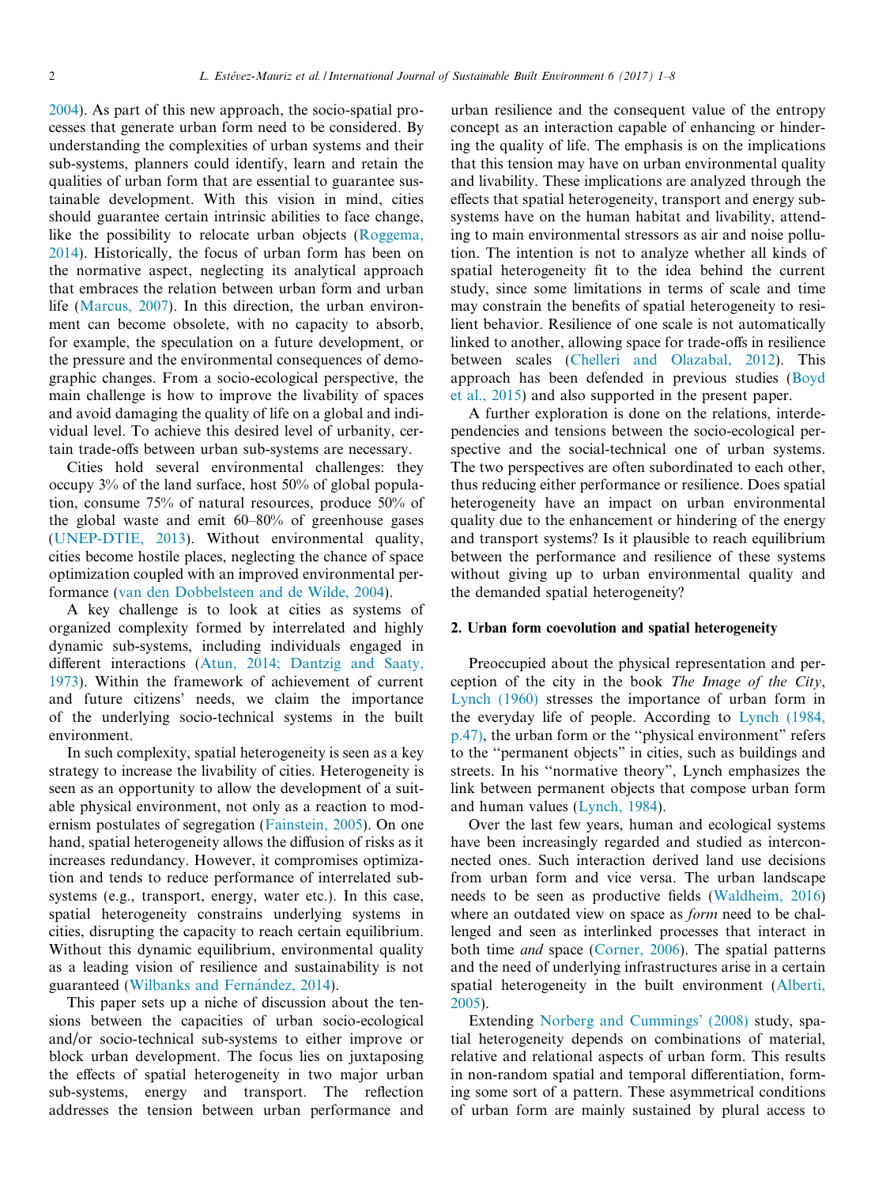2004). As part of this new approach, the socio-spatial processes that generate urban form need to be considered. By understanding the complexities of urban systems and their sub-systems, planners could identify, learn and retain the qualities of urban form that are essential to guarantee sustainable development. With this vision in mind, cities should guarantee certain intrinsic abilities to face change, like the possibility to relocate urban objects (Roggema, 2014). Historically, the focus of urban form has been on the normative aspect, neglecting its analytical approach that embraces the relation between urban form and urban life (Marcus, 2007). In this direction, the urban environment can become obsolete, with no capacity to absorb, for example, the speculation on a future development, or the pressure and the environmental consequences of demographic changes. From a socio-ecological perspective, the main challenge is how to improve the livability of spaces and avoid damaging the quality of life on a global and individual level. To achieve this desired level of urbanity, certain trade-offs between urban sub-systems are necessary.

Cities hold several environmental challenges: they occupy 3% of the land surface, host 50% of global population, consume 75% of natural resources, produce 50% of the global waste and emit 60–80% of greenhouse gases (UNEP-DTIE, 2013). Without environmental quality, cities become hostile places, neglecting the chance of space optimization coupled with an improved environmental performance (van den Dobbelsteen and de Wilde, 2004).

A key challenge is to look at cities as systems of organized complexity formed by interrelated and highly dynamic sub-systems, including individuals engaged in different interactions (Atun, 2014; Dantzig and Saaty, 1973). Within the framework of achievement of current and future citizens' needs, we claim the importance of the underlying socio-technical systems in the built environment.

In such complexity, spatial heterogeneity is seen as a key strategy to increase the livability of cities. Heterogeneity is seen as an opportunity to allow the development of a suitable physical environment, not only as a reaction to modernism postulates of segregation (Fainstein, 2005). On one hand, spatial heterogeneity allows the diffusion of risks as it increases redundancy. However, it compromises optimization and tends to reduce performance of interrelated subsystems (e.g., transport, energy, water etc.). In this case, spatial heterogeneity constrains underlying systems in cities, disrupting the capacity to reach certain equilibrium. Without this dynamic equilibrium, environmental quality as a leading vision of resilience and sustainability is not guaranteed (Wilbanks and Fernández, 2014).

This paper sets up a niche of discussion about the tensions between the capacities of urban socio-ecological and/or socio-technical sub-systems to either improve or block urban development. The focus lies on juxtaposing the effects of spatial heterogeneity in two major urban sub-systems, energy and transport. The reflection addresses the tension between urban performance and urban resilience and the consequent value of the entropy concept as an interaction capable of enhancing or hindering the quality of life. The emphasis is on the implications that this tension may have on urban environmental quality and livability. These implications are analyzed through the effects that spatial heterogeneity, transport and energy subsystems have on the human habitat and livability, attending to main environmental stressors as air and noise pollution. The intention is not to analyze whether all kinds of spatial heterogeneity fit to the idea behind the current study, since some limitations in terms of scale and time may constrain the benefits of spatial heterogeneity to resilient behavior. Resilience of one scale is not automatically linked to another, allowing space for trade-offs in resilience between scales (Chelleri and Olazabal, 2012). This approach has been defended in previous studies (Boyd et al., 2015) and also supported in the present paper.

A further exploration is done on the relations, interdependencies and tensions between the socio-ecological perspective and the social-technical one of urban systems. The two perspectives are often subordinated to each other, thus reducing either performance or resilience. Does spatial heterogeneity have an impact on urban environmental quality due to the enhancement or hindering of the energy and transport systems? Is it plausible to reach equilibrium between the performance and resilience of these systems without giving up to urban environmental quality and the demanded spatial heterogeneity?

## 2. Urban form coevolution and spatial heterogeneity

Preoccupied about the physical representation and perception of the city in the book *The Image of the City*, Lynch (1960) stresses the importance of urban form in the everyday life of people. According to Lynch (1984, p.47), the urban form or the "physical environment" refers to the "permanent objects" in cities, such as buildings and streets. In his "normative theory", Lynch emphasizes the link between permanent objects that compose urban form and human values (Lynch, 1984).

Over the last few years, human and ecological systems have been increasingly regarded and studied as interconnected ones. Such interaction derived land use decisions from urban form and vice versa. The urban landscape needs to be seen as productive fields (Waldheim, 2016) where an outdated view on space as *form* need to be challenged and seen as interlinked processes that interact in both time *and* space (Corner, 2006). The spatial patterns and the need of underlying infrastructures arise in a certain spatial heterogeneity in the built environment (Alberti, 2005).

Extending Norberg and Cummings' (2008) study, spatial heterogeneity depends on combinations of material, relative and relational aspects of urban form. This results in non-random spatial and temporal differentiation, forming some sort of a pattern. These asymmetrical conditions of urban form are mainly sustained by plural access to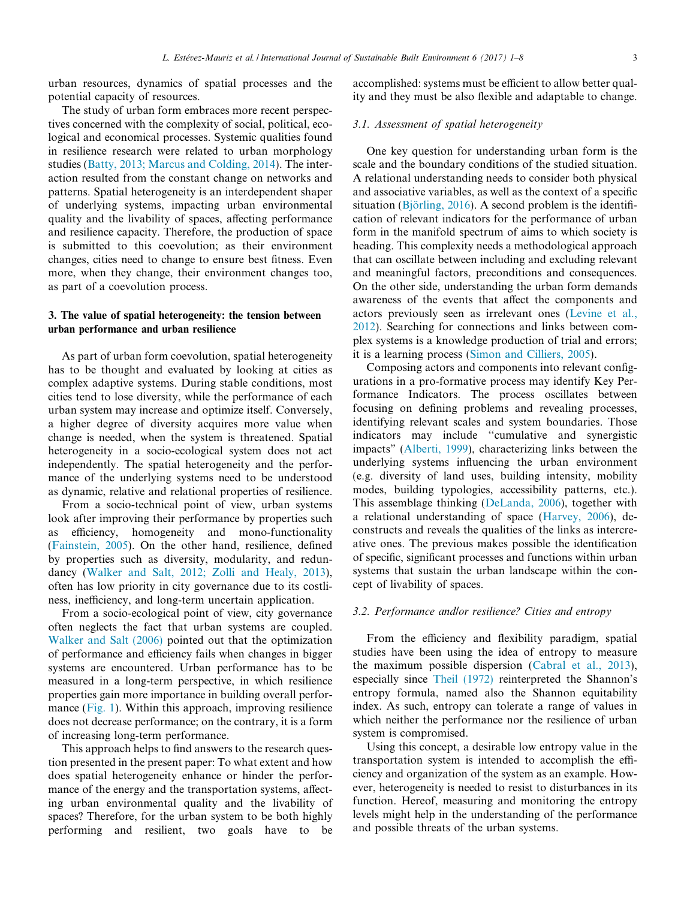urban resources, dynamics of spatial processes and the potential capacity of resources.

The study of urban form embraces more recent perspectives concerned with the complexity of social, political, ecological and economical processes. Systemic qualities found in resilience research were related to urban morphology studies (Batty, 2013; Marcus and Colding, 2014). The interaction resulted from the constant change on networks and patterns. Spatial heterogeneity is an interdependent shaper of underlying systems, impacting urban environmental quality and the livability of spaces, affecting performance and resilience capacity. Therefore, the production of space is submitted to this coevolution; as their environment changes, cities need to change to ensure best fitness. Even more, when they change, their environment changes too, as part of a coevolution process.

## 3. The value of spatial heterogeneity: the tension between urban performance and urban resilience

As part of urban form coevolution, spatial heterogeneity has to be thought and evaluated by looking at cities as complex adaptive systems. During stable conditions, most cities tend to lose diversity, while the performance of each urban system may increase and optimize itself. Conversely, a higher degree of diversity acquires more value when change is needed, when the system is threatened. Spatial heterogeneity in a socio-ecological system does not act independently. The spatial heterogeneity and the performance of the underlying systems need to be understood as dynamic, relative and relational properties of resilience.

From a socio-technical point of view, urban systems look after improving their performance by properties such as efficiency, homogeneity and mono-functionality (Fainstein, 2005). On the other hand, resilience, defined by properties such as diversity, modularity, and redundancy (Walker and Salt, 2012; Zolli and Healy, 2013), often has low priority in city governance due to its costliness, inefficiency, and long-term uncertain application.

From a socio-ecological point of view, city governance often neglects the fact that urban systems are coupled. Walker and Salt (2006) pointed out that the optimization of performance and efficiency fails when changes in bigger systems are encountered. Urban performance has to be measured in a long-term perspective, in which resilience properties gain more importance in building overall performance (Fig. 1). Within this approach, improving resilience does not decrease performance; on the contrary, it is a form of increasing long-term performance.

This approach helps to find answers to the research question presented in the present paper: To what extent and how does spatial heterogeneity enhance or hinder the performance of the energy and the transportation systems, affecting urban environmental quality and the livability of spaces? Therefore, for the urban system to be both highly performing and resilient, two goals have to be accomplished: systems must be efficient to allow better quality and they must be also flexible and adaptable to change.

### 3.1. Assessment of spatial heterogeneity

One key question for understanding urban form is the scale and the boundary conditions of the studied situation. A relational understanding needs to consider both physical and associative variables, as well as the context of a specific situation (Björling, 2016). A second problem is the identification of relevant indicators for the performance of urban form in the manifold spectrum of aims to which society is heading. This complexity needs a methodological approach that can oscillate between including and excluding relevant and meaningful factors, preconditions and consequences. On the other side, understanding the urban form demands awareness of the events that affect the components and actors previously seen as irrelevant ones (Levine et al., 2012). Searching for connections and links between complex systems is a knowledge production of trial and errors; it is a learning process (Simon and Cilliers, 2005).

Composing actors and components into relevant configurations in a pro-formative process may identify Key Performance Indicators. The process oscillates between focusing on defining problems and revealing processes, identifying relevant scales and system boundaries. Those indicators may include "cumulative and synergistic impacts" (Alberti, 1999), characterizing links between the underlying systems influencing the urban environment (e.g. diversity of land uses, building intensity, mobility modes, building typologies, accessibility patterns, etc.). This assemblage thinking (DeLanda, 2006), together with a relational understanding of space (Harvey, 2006), deconstructs and reveals the qualities of the links as intercreative ones. The previous makes possible the identification of specific, significant processes and functions within urban systems that sustain the urban landscape within the concept of livability of spaces.

### 3.2. Performance and/or resilience? Cities and entropy

From the efficiency and flexibility paradigm, spatial studies have been using the idea of entropy to measure the maximum possible dispersion (Cabral et al., 2013), especially since Theil (1972) reinterpreted the Shannon's entropy formula, named also the Shannon equitability index. As such, entropy can tolerate a range of values in which neither the performance nor the resilience of urban system is compromised.

Using this concept, a desirable low entropy value in the transportation system is intended to accomplish the efficiency and organization of the system as an example. However, heterogeneity is needed to resist to disturbances in its function. Hereof, measuring and monitoring the entropy levels might help in the understanding of the performance and possible threats of the urban systems.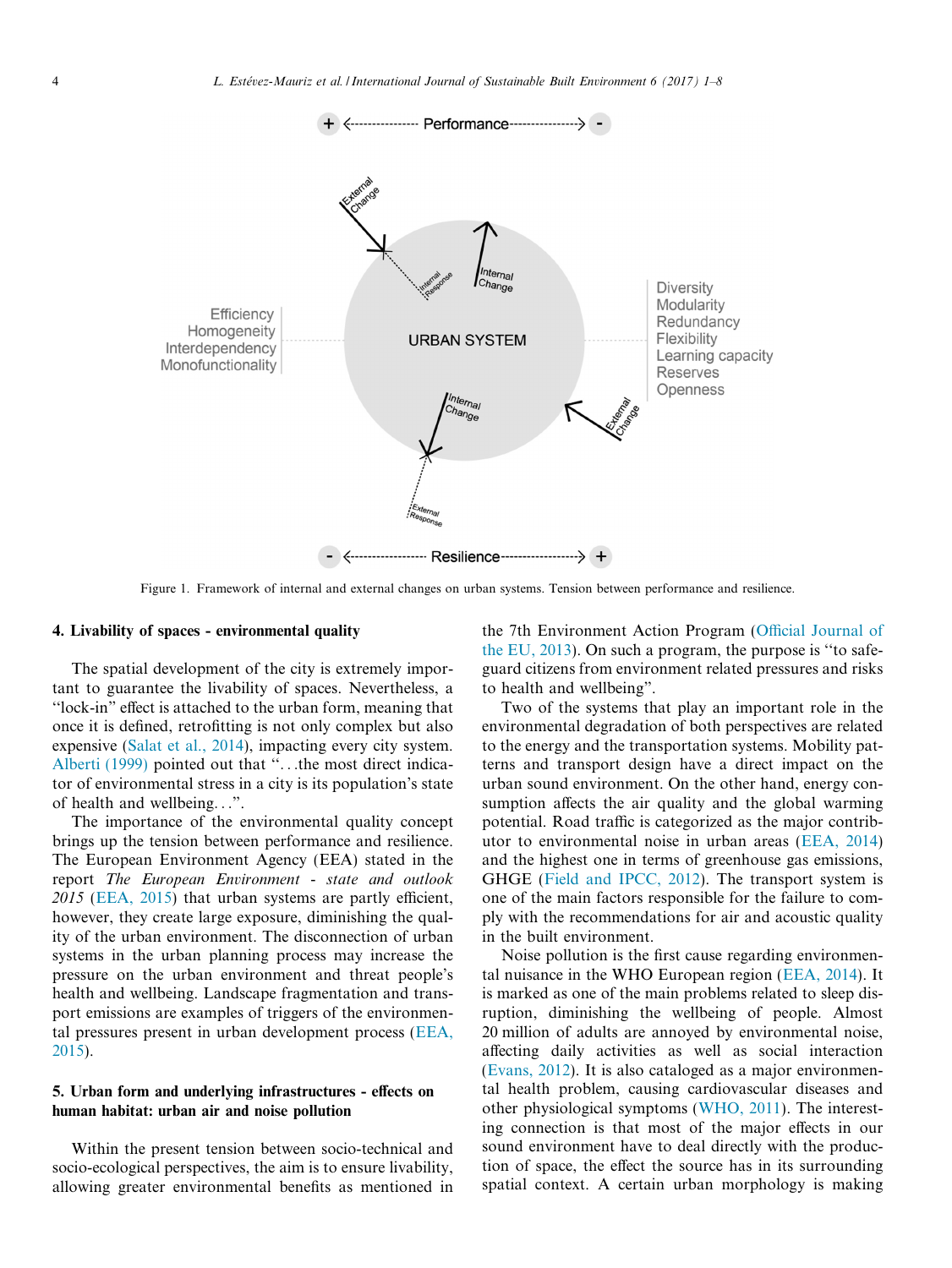Figure 1. Framework of internal and external changes on urban systems. Tension between performance and resilience.

## 4. Livability of spaces - environmental quality

The spatial development of the city is extremely important to guarantee the livability of spaces. Nevertheless, a "lock-in" effect is attached to the urban form, meaning that once it is defined, retrofitting is not only complex but also expensive (Salat et al., 2014), impacting every city system. Alberti (1999) pointed out that "...the most direct indicator of environmental stress in a city is its population's state of health and wellbeing...".

The importance of the environmental quality concept brings up the tension between performance and resilience. The European Environment Agency (EEA) stated in the report *The European Environment - state and outlook 2015* (EEA, 2015) that urban systems are partly efficient, however, they create large exposure, diminishing the quality of the urban environment. The disconnection of urban systems in the urban planning process may increase the pressure on the urban environment and threat people's health and wellbeing. Landscape fragmentation and transport emissions are examples of triggers of the environmental pressures present in urban development process (EEA, 2015).

## 5. Urban form and underlying infrastructures - effects on human habitat: urban air and noise pollution

Within the present tension between socio-technical and socio-ecological perspectives, the aim is to ensure livability, allowing greater environmental benefits as mentioned in the 7th Environment Action Program (Official Journal of the EU, 2013). On such a program, the purpose is "to safeguard citizens from environment related pressures and risks to health and wellbeing".

Two of the systems that play an important role in the environmental degradation of both perspectives are related to the energy and the transportation systems. Mobility patterns and transport design have a direct impact on the urban sound environment. On the other hand, energy consumption affects the air quality and the global warming potential. Road traffic is categorized as the major contributor to environmental noise in urban areas (EEA, 2014) and the highest one in terms of greenhouse gas emissions, GHGE (Field and IPCC, 2012). The transport system is one of the main factors responsible for the failure to comply with the recommendations for air and acoustic quality in the built environment.

Noise pollution is the first cause regarding environmental nuisance in the WHO European region (EEA, 2014). It is marked as one of the main problems related to sleep disruption, diminishing the wellbeing of people. Almost 20 million of adults are annoyed by environmental noise, affecting daily activities as well as social interaction (Evans, 2012). It is also cataloged as a major environmental health problem, causing cardiovascular diseases and other physiological symptoms (WHO, 2011). The interesting connection is that most of the major effects in our sound environment have to deal directly with the production of space, the effect the source has in its surrounding spatial context. A certain urban morphology is making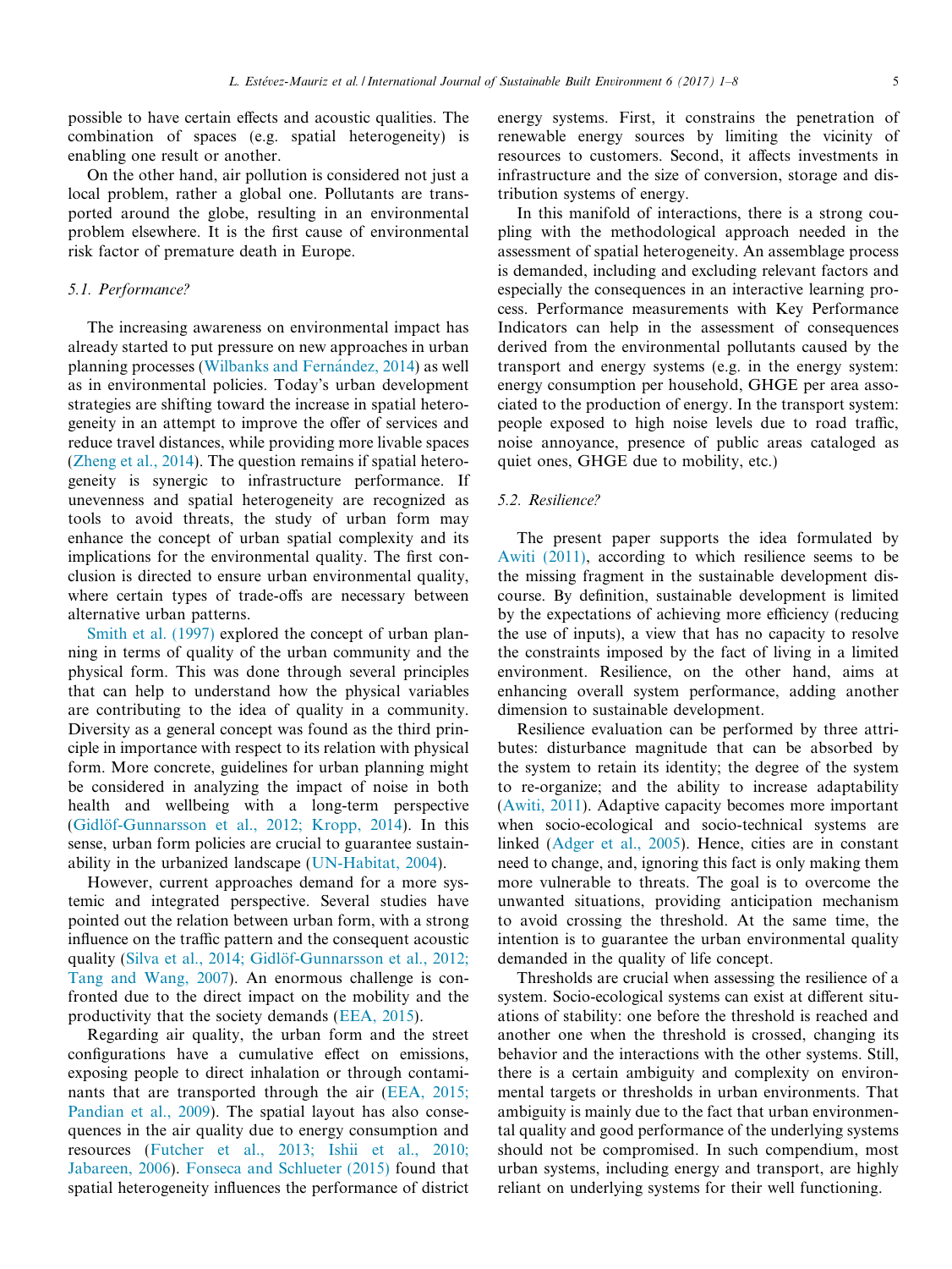possible to have certain effects and acoustic qualities. The combination of spaces (e.g. spatial heterogeneity) is enabling one result or another.

On the other hand, air pollution is considered not just a local problem, rather a global one. Pollutants are transported around the globe, resulting in an environmental problem elsewhere. It is the first cause of environmental risk factor of premature death in Europe.

### 5.1. Performance?

The increasing awareness on environmental impact has already started to put pressure on new approaches in urban planning processes (Wilbanks and Fernández, 2014) as well as in environmental policies. Today's urban development strategies are shifting toward the increase in spatial heterogeneity in an attempt to improve the offer of services and reduce travel distances, while providing more livable spaces (Zheng et al., 2014). The question remains if spatial heterogeneity is synergic to infrastructure performance. If unevenness and spatial heterogeneity are recognized as tools to avoid threats, the study of urban form may enhance the concept of urban spatial complexity and its implications for the environmental quality. The first conclusion is directed to ensure urban environmental quality, where certain types of trade-offs are necessary between alternative urban patterns.

Smith et al. (1997) explored the concept of urban planning in terms of quality of the urban community and the physical form. This was done through several principles that can help to understand how the physical variables are contributing to the idea of quality in a community. Diversity as a general concept was found as the third principle in importance with respect to its relation with physical form. More concrete, guidelines for urban planning might be considered in analyzing the impact of noise in both health and wellbeing with a long-term perspective (Gidlöf-Gunnarsson et al., 2012; Kropp, 2014). In this sense, urban form policies are crucial to guarantee sustainability in the urbanized landscape (UN-Habitat, 2004).

However, current approaches demand for a more systemic and integrated perspective. Several studies have pointed out the relation between urban form, with a strong influence on the traffic pattern and the consequent acoustic quality (Silva et al., 2014; Gidlöf-Gunnarsson et al., 2012; Tang and Wang, 2007). An enormous challenge is confronted due to the direct impact on the mobility and the productivity that the society demands (EEA, 2015).

Regarding air quality, the urban form and the street configurations have a cumulative effect on emissions, exposing people to direct inhalation or through contaminants that are transported through the air (EEA, 2015; Pandian et al., 2009). The spatial layout has also consequences in the air quality due to energy consumption and resources (Futcher et al., 2013; Ishii et al., 2010; Jabareen, 2006). Fonseca and Schlueter (2015) found that spatial heterogeneity influences the performance of district energy systems. First, it constrains the penetration of renewable energy sources by limiting the vicinity of resources to customers. Second, it affects investments in infrastructure and the size of conversion, storage and distribution systems of energy.

In this manifold of interactions, there is a strong coupling with the methodological approach needed in the assessment of spatial heterogeneity. An assemblage process is demanded, including and excluding relevant factors and especially the consequences in an interactive learning process. Performance measurements with Key Performance Indicators can help in the assessment of consequences derived from the environmental pollutants caused by the transport and energy systems (e.g. in the energy system: energy consumption per household, GHGE per area associated to the production of energy. In the transport system: people exposed to high noise levels due to road traffic, noise annoyance, presence of public areas cataloged as quiet ones, GHGE due to mobility, etc.)

### 5.2. Resilience?

The present paper supports the idea formulated by Awiti (2011), according to which resilience seems to be the missing fragment in the sustainable development discourse. By definition, sustainable development is limited by the expectations of achieving more efficiency (reducing the use of inputs), a view that has no capacity to resolve the constraints imposed by the fact of living in a limited environment. Resilience, on the other hand, aims at enhancing overall system performance, adding another dimension to sustainable development.

Resilience evaluation can be performed by three attributes: disturbance magnitude that can be absorbed by the system to retain its identity; the degree of the system to re-organize; and the ability to increase adaptability (Awiti, 2011). Adaptive capacity becomes more important when socio-ecological and socio-technical systems are linked (Adger et al., 2005). Hence, cities are in constant need to change, and, ignoring this fact is only making them more vulnerable to threats. The goal is to overcome the unwanted situations, providing anticipation mechanism to avoid crossing the threshold. At the same time, the intention is to guarantee the urban environmental quality demanded in the quality of life concept.

Thresholds are crucial when assessing the resilience of a system. Socio-ecological systems can exist at different situations of stability: one before the threshold is reached and another one when the threshold is crossed, changing its behavior and the interactions with the other systems. Still, there is a certain ambiguity and complexity on environmental targets or thresholds in urban environments. That ambiguity is mainly due to the fact that urban environmental quality and good performance of the underlying systems should not be compromised. In such compendium, most urban systems, including energy and transport, are highly reliant on underlying systems for their well functioning.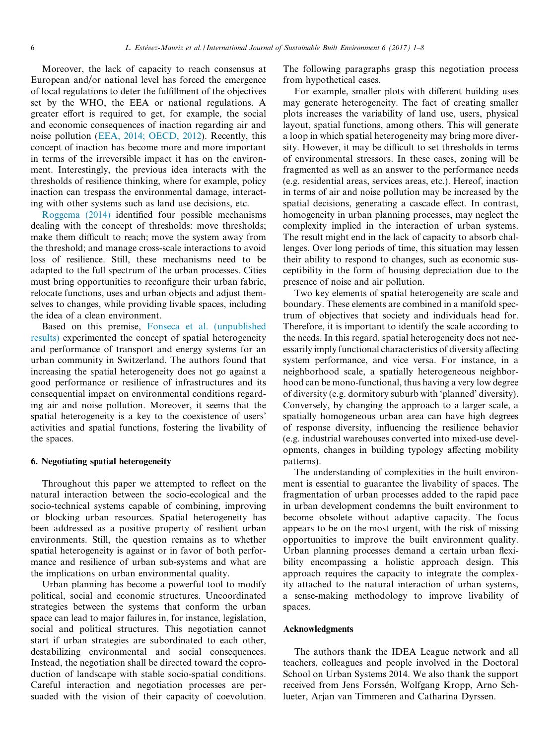Moreover, the lack of capacity to reach consensus at European and/or national level has forced the emergence of local regulations to deter the fulfillment of the objectives set by the WHO, the EEA or national regulations. A greater effort is required to get, for example, the social and economic consequences of inaction regarding air and noise pollution (EEA, 2014; OECD, 2012). Recently, this concept of inaction has become more and more important in terms of the irreversible impact it has on the environment. Interestingly, the previous idea interacts with the thresholds of resilience thinking, where for example, policy inaction can trespass the environmental damage, interacting with other systems such as land use decisions, etc.

Roggema (2014) identified four possible mechanisms dealing with the concept of thresholds: move thresholds; make them difficult to reach; move the system away from the threshold; and manage cross-scale interactions to avoid loss of resilience. Still, these mechanisms need to be adapted to the full spectrum of the urban processes. Cities must bring opportunities to reconfigure their urban fabric, relocate functions, uses and urban objects and adjust themselves to changes, while providing livable spaces, including the idea of a clean environment.

Based on this premise, Fonseca et al. (unpublished results) experimented the concept of spatial heterogeneity and performance of transport and energy systems for an urban community in Switzerland. The authors found that increasing the spatial heterogeneity does not go against a good performance or resilience of infrastructures and its consequential impact on environmental conditions regarding air and noise pollution. Moreover, it seems that the spatial heterogeneity is a key to the coexistence of users' activities and spatial functions, fostering the livability of the spaces.

## 6. Negotiating spatial heterogeneity

Throughout this paper we attempted to reflect on the natural interaction between the socio-ecological and the socio-technical systems capable of combining, improving or blocking urban resources. Spatial heterogeneity has been addressed as a positive property of resilient urban environments. Still, the question remains as to whether spatial heterogeneity is against or in favor of both performance and resilience of urban sub-systems and what are the implications on urban environmental quality.

Urban planning has become a powerful tool to modify political, social and economic structures. Uncoordinated strategies between the systems that conform the urban space can lead to major failures in, for instance, legislation, social and political structures. This negotiation cannot start if urban strategies are subordinated to each other, destabilizing environmental and social consequences. Instead, the negotiation shall be directed toward the coproduction of landscape with stable socio-spatial conditions. Careful interaction and negotiation processes are persuaded with the vision of their capacity of coevolution. The following paragraphs grasp this negotiation process from hypothetical cases.

For example, smaller plots with different building uses may generate heterogeneity. The fact of creating smaller plots increases the variability of land use, users, physical layout, spatial functions, among others. This will generate a loop in which spatial heterogeneity may bring more diversity. However, it may be difficult to set thresholds in terms of environmental stressors. In these cases, zoning will be fragmented as well as an answer to the performance needs (e.g. residential areas, services areas, etc.). Hereof, inaction in terms of air and noise pollution may be increased by the spatial decisions, generating a cascade effect. In contrast, homogeneity in urban planning processes, may neglect the complexity implied in the interaction of urban systems. The result might end in the lack of capacity to absorb challenges. Over long periods of time, this situation may lessen their ability to respond to changes, such as economic susceptibility in the form of housing depreciation due to the presence of noise and air pollution.

Two key elements of spatial heterogeneity are scale and boundary. These elements are combined in a manifold spectrum of objectives that society and individuals head for. Therefore, it is important to identify the scale according to the needs. In this regard, spatial heterogeneity does not necessarily imply functional characteristics of diversity affecting system performance, and vice versa. For instance, in a neighborhood scale, a spatially heterogeneous neighborhood can be mono-functional, thus having a very low degree of diversity (e.g. dormitory suburb with 'planned' diversity). Conversely, by changing the approach to a larger scale, a spatially homogeneous urban area can have high degrees of response diversity, influencing the resilience behavior (e.g. industrial warehouses converted into mixed-use developments, changes in building typology affecting mobility patterns).

The understanding of complexities in the built environment is essential to guarantee the livability of spaces. The fragmentation of urban processes added to the rapid pace in urban development condemns the built environment to become obsolete without adaptive capacity. The focus appears to be on the most urgent, with the risk of missing opportunities to improve the built environment quality. Urban planning processes demand a certain urban flexibility encompassing a holistic approach design. This approach requires the capacity to integrate the complexity attached to the natural interaction of urban systems, a sense-making methodology to improve livability of spaces.

## Acknowledgments

The authors thank the IDEA League network and all teachers, colleagues and people involved in the Doctoral School on Urban Systems 2014. We also thank the support received from Jens Forssén, Wolfgang Kropp, Arno Schlueter, Arjan van Timmeren and Catharina Dyrssen.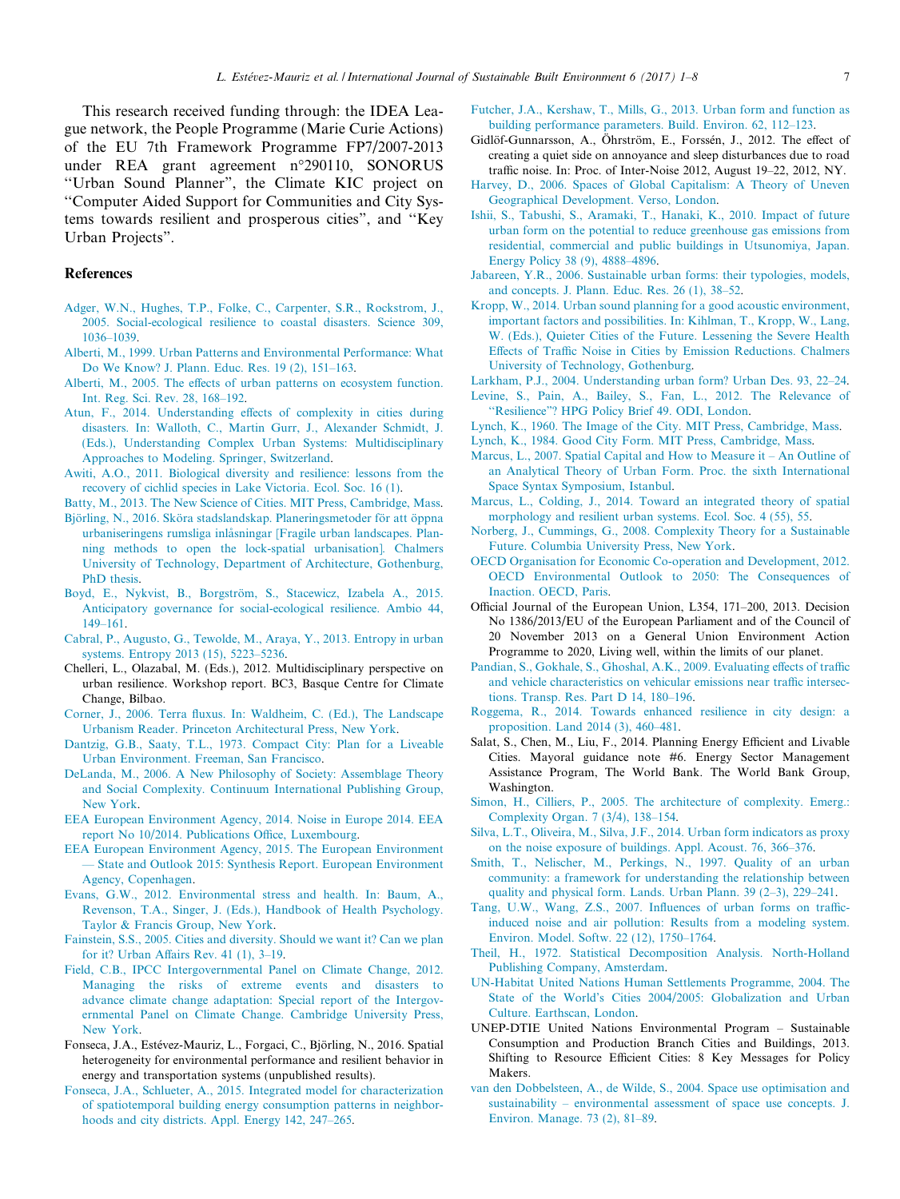This research received funding through: the IDEA League network, the People Programme (Marie Curie Actions) of the EU 7th Framework Programme FP7/2007-2013 under REA grant agreement n°290110, SONORUS "Urban Sound Planner", the Climate KIC project on "Computer Aided Support for Communities and City Systems towards resilient and prosperous cities", and "Key Urban Projects".

## References

Adger, W.N., Hughes, T.P., Folke, C., Carpenter, S.R., Rockstrom, J., 2005. Social-ecological resilience to coastal disasters. Science 309, 1036–1039.

Alberti, M., 1999. Urban Patterns and Environmental Performance: What Do We Know? J. Plann. Educ. Res. 19 (2), 151–163.

Alberti, M., 2005. The effects of urban patterns on ecosystem function. Int. Reg. Sci. Rev. 28, 168–192.

Atun, F., 2014. Understanding effects of complexity in cities during disasters. In: Walloth, C., Martin Gurr, J., Alexander Schmidt, J. (Eds.), Understanding Complex Urban Systems: Multidisciplinary Approaches to Modeling. Springer, Switzerland.

Awiti, A.O., 2011. Biological diversity and resilience: lessons from the recovery of cichlid species in Lake Victoria. Ecol. Soc. 16 (1).

Batty, M., 2013. The New Science of Cities. MIT Press, Cambridge, Mass.

Björling, N., 2016. Sköra stadslandskap. Planeringsmetoder för att öppna urbaniseringens rumsliga inlåsningar [Fragile urban landscapes. Planning methods to open the lock-spatial urbanisation]. Chalmers University of Technology, Department of Architecture, Gothenburg, PhD thesis.

Boyd, E., Nykvist, B., Borgström, S., Stacewicz, Izabela A., 2015. Anticipatory governance for social-ecological resilience. Ambio 44, 149–161.

Cabral, P., Augusto, G., Tewolde, M., Araya, Y., 2013. Entropy in urban systems. Entropy 2013 (15), 5223–5236.

Chelleri, L., Olazabal, M. (Eds.), 2012. Multidisciplinary perspective on urban resilience. Workshop report. BC3, Basque Centre for Climate Change, Bilbao.

Corner, J., 2006. Terra fluxus. In: Waldheim, C. (Ed.), The Landscape Urbanism Reader. Princeton Architectural Press, New York.

Dantzig, G.B., Saaty, T.L., 1973. Compact City: Plan for a Liveable Urban Environment. Freeman, San Francisco.

DeLanda, M., 2006. A New Philosophy of Society: Assemblage Theory and Social Complexity. Continuum International Publishing Group, New York.

EEA European Environment Agency, 2014. Noise in Europe 2014. EEA report No 10/2014. Publications Office, Luxembourg.

EEA European Environment Agency, 2015. The European Environment — State and Outlook 2015: Synthesis Report. European Environment Agency, Copenhagen.

Evans, G.W., 2012. Environmental stress and health. In: Baum, A., Revenson, T.A., Singer, J. (Eds.), Handbook of Health Psychology. Taylor & Francis Group, New York.

Fainstein, S.S., 2005. Cities and diversity. Should we want it? Can we plan for it? Urban Affairs Rev. 41 (1), 3–19.

Field, C.B., IPCC Intergovernmental Panel on Climate Change, 2012. Managing the risks of extreme events and disasters to advance climate change adaptation: Special report of the Intergovernmental Panel on Climate Change. Cambridge University Press, New York.

Fonseca, J.A., Estévez-Mauriz, L., Forgaci, C., Björling, N., 2016. Spatial heterogeneity for environmental performance and resilient behavior in energy and transportation systems (unpublished results).

Fonseca, J.A., Schlueter, A., 2015. Integrated model for characterization of spatiotemporal building energy consumption patterns in neighborhoods and city districts. Appl. Energy 142, 247–265.

Futcher, J.A., Kershaw, T., Mills, G., 2013. Urban form and function as building performance parameters. Build. Environ. 62, 112–123.

Gidlöf-Gunnarsson, A., Öhrström, E., Forssén, J., 2012. The effect of creating a quiet side on annoyance and sleep disturbances due to road traffic noise. In: Proc. of Inter-Noise 2012, August 19–22, 2012, NY.

Harvey, D., 2006. Spaces of Global Capitalism: A Theory of Uneven Geographical Development. Verso, London.

Ishii, S., Tabushi, S., Aramaki, T., Hanaki, K., 2010. Impact of future urban form on the potential to reduce greenhouse gas emissions from residential, commercial and public buildings in Utsunomiya, Japan. Energy Policy 38 (9), 4888–4896.

Jabareen, Y.R., 2006. Sustainable urban forms: their typologies, models, and concepts. J. Plann. Educ. Res. 26 (1), 38–52.

Kropp, W., 2014. Urban sound planning for a good acoustic environment, important factors and possibilities. In: Kihlman, T., Kropp, W., Lang, W. (Eds.), Quieter Cities of the Future. Lessening the Severe Health Effects of Traffic Noise in Cities by Emission Reductions. Chalmers University of Technology, Gothenburg.

Larkham, P.J., 2004. Understanding urban form? Urban Des. 93, 22–24.

Levine, S., Pain, A., Bailey, S., Fan, L., 2012. The Relevance of "Resilience"? HPG Policy Brief 49. ODI, London.

Lynch, K., 1960. The Image of the City. MIT Press, Cambridge, Mass.

Lynch, K., 1984. Good City Form. MIT Press, Cambridge, Mass.

Marcus, L., 2007. Spatial Capital and How to Measure it – An Outline of an Analytical Theory of Urban Form. Proc. the sixth International Space Syntax Symposium, Istanbul.

Marcus, L., Colding, J., 2014. Toward an integrated theory of spatial morphology and resilient urban systems. Ecol. Soc. 4 (55), 55.

Norberg, J., Cummings, G., 2008. Complexity Theory for a Sustainable Future. Columbia University Press, New York.

OECD Organisation for Economic Co-operation and Development, 2012. OECD Environmental Outlook to 2050: The Consequences of Inaction. OECD, Paris.

Official Journal of the European Union, L354, 171–200, 2013. Decision No 1386/2013/EU of the European Parliament and of the Council of 20 November 2013 on a General Union Environment Action Programme to 2020, Living well, within the limits of our planet.

Pandian, S., Gokhale, S., Ghoshal, A.K., 2009. Evaluating effects of traffic and vehicle characteristics on vehicular emissions near traffic intersections. Transp. Res. Part D 14, 180–196.

Roggema, R., 2014. Towards enhanced resilience in city design: a proposition. Land 2014 (3), 460–481.

Salat, S., Chen, M., Liu, F., 2014. Planning Energy Efficient and Livable Cities. Mayoral guidance note #6. Energy Sector Management Assistance Program, The World Bank. The World Bank Group, Washington.

Simon, H., Cilliers, P., 2005. The architecture of complexity. Emerg.: Complexity Organ. 7 (3/4), 138–154.

Silva, L.T., Oliveira, M., Silva, J.F., 2014. Urban form indicators as proxy on the noise exposure of buildings. Appl. Acoust. 76, 366–376.

Smith, T., Nelischer, M., Perkings, N., 1997. Quality of an urban community: a framework for understanding the relationship between quality and physical form. Lands. Urban Plann. 39 (2–3), 229–241.

Tang, U.W., Wang, Z.S., 2007. Influences of urban forms on traffic-induced noise and air pollution: Results from a modeling system. Environ. Model. Softw. 22 (12), 1750–1764.

Theil, H., 1972. Statistical Decomposition Analysis. North-Holland Publishing Company, Amsterdam.

UN-Habitat United Nations Human Settlements Programme, 2004. The State of the World's Cities 2004/2005: Globalization and Urban Culture. Earthscan, London.

UNEP-DTIE United Nations Environmental Program – Sustainable Consumption and Production Branch Cities and Buildings, 2013. Shifting to Resource Efficient Cities: 8 Key Messages for Policy Makers.

van den Dobbelsteen, A., de Wilde, S., 2004. Space use optimisation and sustainability – environmental assessment of space use concepts. J. Environ. Manage. 73 (2), 81–89.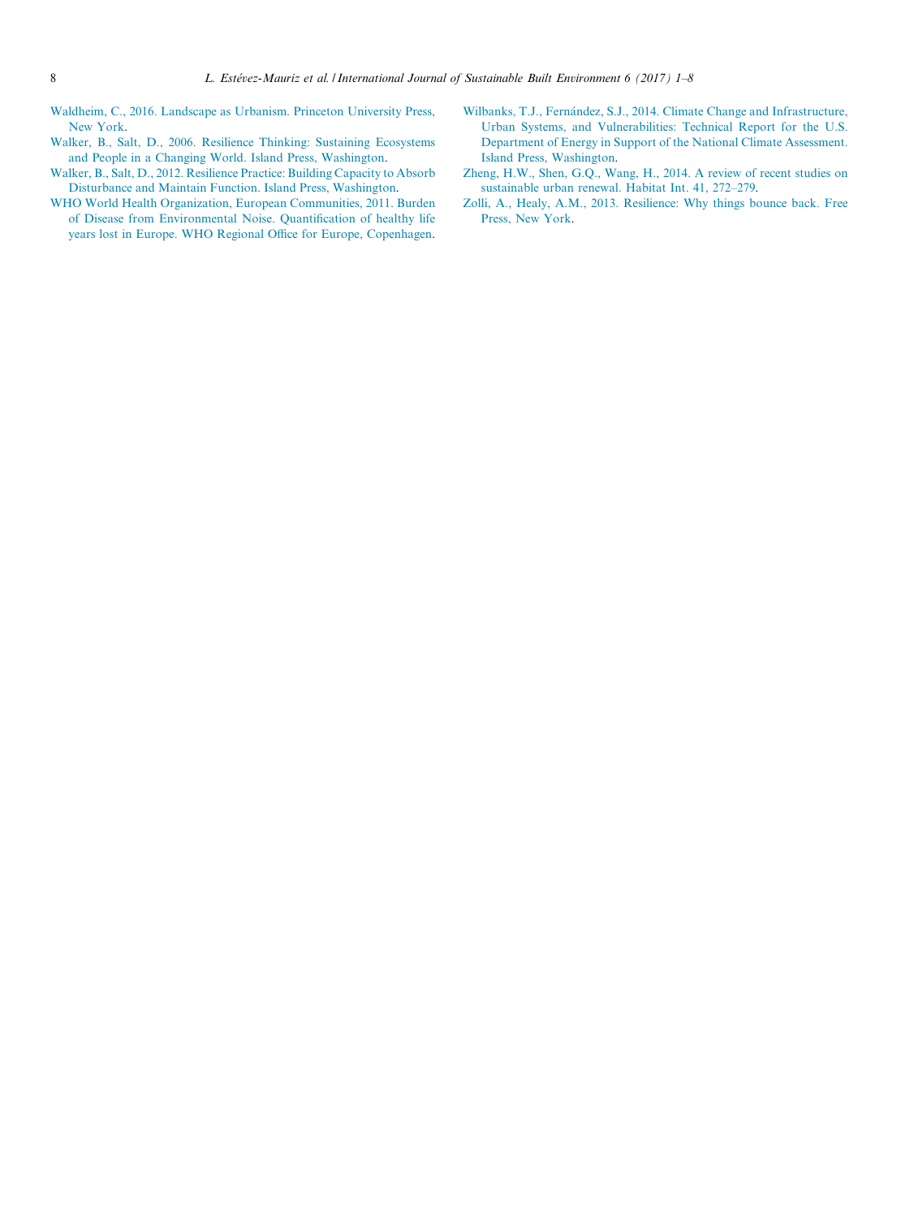Waldheim, C., 2016. Landscape as Urbanism. Princeton University Press, New York.

Walker, B., Salt, D., 2006. Resilience Thinking: Sustaining Ecosystems and People in a Changing World. Island Press, Washington.

Walker, B., Salt, D., 2012. Resilience Practice: Building Capacity to Absorb Disturbance and Maintain Function. Island Press, Washington.

WHO World Health Organization, European Communities, 2011. Burden of Disease from Environmental Noise. Quantification of healthy life years lost in Europe. WHO Regional Office for Europe, Copenhagen.

Wilbanks, T.J., Fernández, S.J., 2014. Climate Change and Infrastructure, Urban Systems, and Vulnerabilities: Technical Report for the U.S. Department of Energy in Support of the National Climate Assessment. Island Press, Washington.

Zheng, H.W., Shen, G.Q., Wang, H., 2014. A review of recent studies on sustainable urban renewal. Habitat Int. 41, 272–279.

Zolli, A., Healy, A.M., 2013. Resilience: Why things bounce back. Free Press, New York.